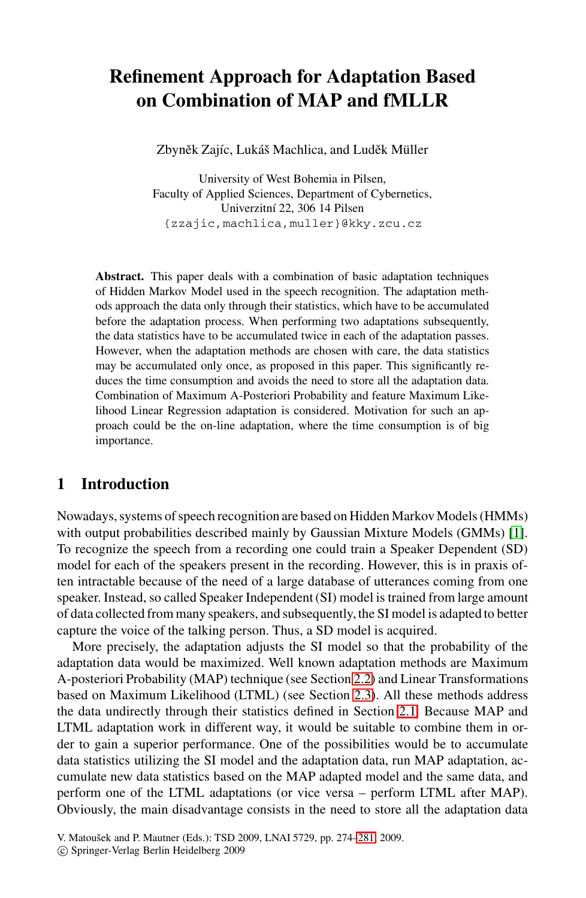# Refinement Approach for Adaptation Based on Combination of MAP and fMLLR

Zbyněk Zajíc, Lukáš Machlica, and Luděk Müller

University of West Bohemia in Pilsen,
Faculty of Applied Sciences, Department of Cybernetics,
Univerzitní 22, 306 14 Pilsen
{zzajic,machlica,muller}@kky.zcu.cz

**Abstract.** This paper deals with a combination of basic adaptation techniques of Hidden Markov Model used in the speech recognition. The adaptation methods approach the data only through their statistics, which have to be accumulated before the adaptation process. When performing two adaptations subsequently, the data statistics have to be accumulated twice in each of the adaptation passes. However, when the adaptation methods are chosen with care, the data statistics may be accumulated only once, as proposed in this paper. This significantly reduces the time consumption and avoids the need to store all the adaptation data. Combination of Maximum A-Posteriori Probability and feature Maximum Likelihood Linear Regression adaptation is considered. Motivation for such an approach could be the on-line adaptation, where the time consumption is of big importance.

## 1 Introduction

Nowadays, systems of speech recognition are based on Hidden Markov Models (HMMs) with output probabilities described mainly by Gaussian Mixture Models (GMMs) [1]. To recognize the speech from a recording one could train a Speaker Dependent (SD) model for each of the speakers present in the recording. However, this is in praxis often intractable because of the need of a large database of utterances coming from one speaker. Instead, so called Speaker Independent (SI) model is trained from large amount of data collected from many speakers, and subsequently, the SI model is adapted to better capture the voice of the talking person. Thus, a SD model is acquired.

More precisely, the adaptation adjusts the SI model so that the probability of the adaptation data would be maximized. Well known adaptation methods are Maximum A-posteriori Probability (MAP) technique (see Section 2.2) and Linear Transformations based on Maximum Likelihood (LTML) (see Section 2.3). All these methods address the data undirectly through their statistics defined in Section 2.1. Because MAP and LTML adaptation work in different way, it would be suitable to combine them in order to gain a superior performance. One of the possibilities would be to accumulate data statistics utilizing the SI model and the adaptation data, run MAP adaptation, accumulate new data statistics based on the MAP adapted model and the same data, and perform one of the LTML adaptations (or vice versa – perform LTML after MAP). Obviously, the main disadvantage consists in the need to store all the adaptation data

V. Matoušek and P. Mautner (Eds.): TSD 2009, LNAI 5729, pp. 274–281, 2009.
© Springer-Verlag Berlin Heidelberg 2009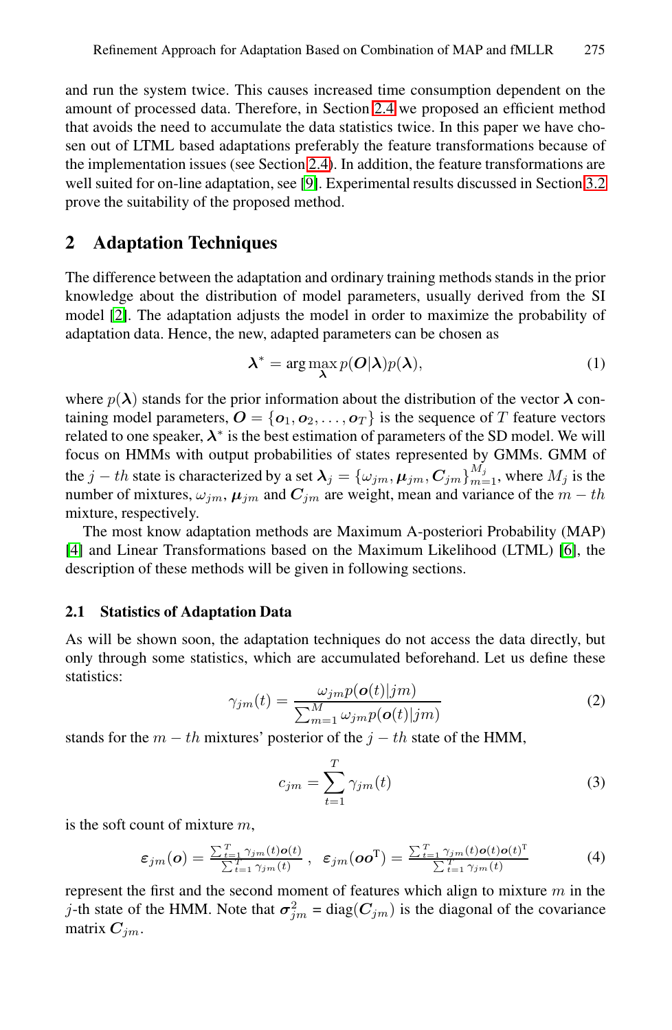and run the system twice. This causes increased time consumption dependent on the amount of processed data. Therefore, in Section 2.4 we proposed an efficient method that avoids the need to accumulate the data statistics twice. In this paper we have chosen out of LTML based adaptations preferably the feature transformations because of the implementation issues (see Section 2.4). In addition, the feature transformations are well suited for on-line adaptation, see [9]. Experimental results discussed in Section 3.2 prove the suitability of the proposed method.

## 2 Adaptation Techniques

The difference between the adaptation and ordinary training methods stands in the prior knowledge about the distribution of model parameters, usually derived from the SI model [2]. The adaptation adjusts the model in order to maximize the probability of adaptation data. Hence, the new, adapted parameters can be chosen as

$$\boldsymbol{\lambda}^* = \arg\max_{\boldsymbol{\lambda}} p(\boldsymbol{O}|\boldsymbol{\lambda})p(\boldsymbol{\lambda}), \tag{1}$$

where $p(\boldsymbol{\lambda})$ stands for the prior information about the distribution of the vector $\boldsymbol{\lambda}$ containing model parameters, $\boldsymbol{O} = \{\boldsymbol{o}_1, \boldsymbol{o}_2, \ldots, \boldsymbol{o}_T\}$ is the sequence of $T$ feature vectors related to one speaker, $\boldsymbol{\lambda}^*$ is the best estimation of parameters of the SD model. We will focus on HMMs with output probabilities of states represented by GMMs. GMM of the $j-th$ state is characterized by a set $\boldsymbol{\lambda}_j = \{\omega_{jm}, \boldsymbol{\mu}_{jm}, \boldsymbol{C}_{jm}\}_{m=1}^{M_j}$, where $M_j$ is the number of mixtures, $\omega_{jm}$, $\boldsymbol{\mu}_{jm}$ and $\boldsymbol{C}_{jm}$ are weight, mean and variance of the $m-th$ mixture, respectively.

The most know adaptation methods are Maximum A-posteriori Probability (MAP) [4] and Linear Transformations based on the Maximum Likelihood (LTML) [6], the description of these methods will be given in following sections.

### 2.1 Statistics of Adaptation Data

As will be shown soon, the adaptation techniques do not access the data directly, but only through some statistics, which are accumulated beforehand. Let us define these statistics:

$$\gamma_{jm}(t) = \frac{\omega_{jm} p(\boldsymbol{o}(t)|jm)}{\sum_{m=1}^{M} \omega_{jm} p(\boldsymbol{o}(t)|jm)} \tag{2}$$

stands for the $m-th$ mixtures' posterior of the $j-th$ state of the HMM,

$$c_{jm} = \sum_{t=1}^{T} \gamma_{jm}(t) \tag{3}$$

is the soft count of mixture $m$,

$$\boldsymbol{\varepsilon}_{jm}(\boldsymbol{o}) = \frac{\sum_{t=1}^{T} \gamma_{jm}(t)\boldsymbol{o}(t)}{\sum_{t=1}^{T} \gamma_{jm}(t)}, \quad \boldsymbol{\varepsilon}_{jm}(\boldsymbol{o}\boldsymbol{o}^{\mathrm{T}}) = \frac{\sum_{t=1}^{T} \gamma_{jm}(t)\boldsymbol{o}(t)\boldsymbol{o}(t)^{\mathrm{T}}}{\sum_{t=1}^{T} \gamma_{jm}(t)} \tag{4}$$

represent the first and the second moment of features which align to mixture $m$ in the $j$-th state of the HMM. Note that $\boldsymbol{\sigma}_{jm}^2 = \mathrm{diag}(\boldsymbol{C}_{jm})$ is the diagonal of the covariance matrix $\boldsymbol{C}_{jm}$.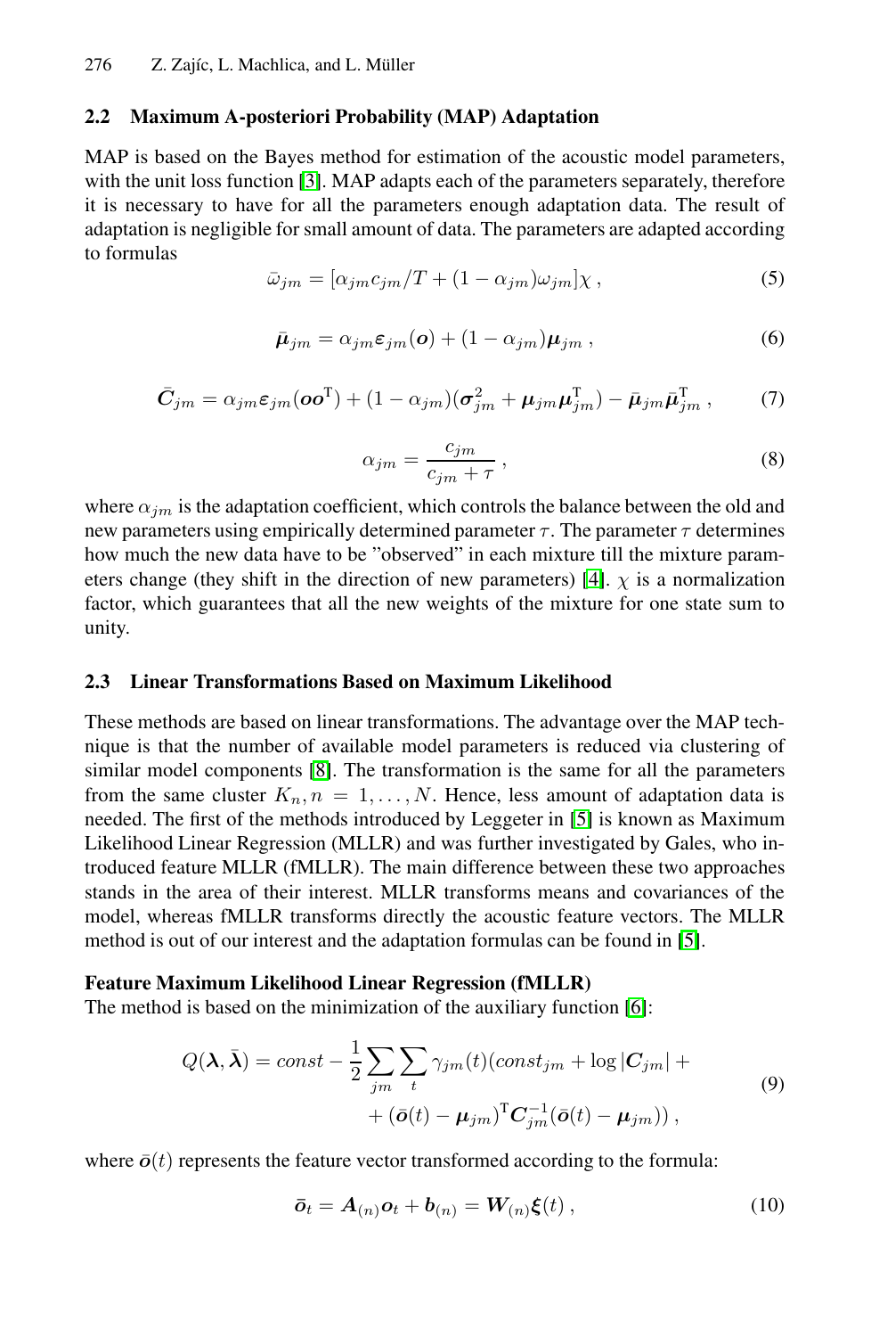### 2.2 Maximum A-posteriori Probability (MAP) Adaptation

MAP is based on the Bayes method for estimation of the acoustic model parameters, with the unit loss function [3]. MAP adapts each of the parameters separately, therefore it is necessary to have for all the parameters enough adaptation data. The result of adaptation is negligible for small amount of data. The parameters are adapted according to formulas

$$\bar{\omega}_{jm} = [\alpha_{jm} c_{jm}/T + (1-\alpha_{jm})\omega_{jm}]\chi \,, \tag{5}$$

$$\bar{\boldsymbol{\mu}}_{jm} = \alpha_{jm}\boldsymbol{\varepsilon}_{jm}(\boldsymbol{o}) + (1-\alpha_{jm})\boldsymbol{\mu}_{jm} \,, \tag{6}$$

$$\bar{\boldsymbol{C}}_{jm} = \alpha_{jm}\boldsymbol{\varepsilon}_{jm}(\boldsymbol{o}\boldsymbol{o}^{\mathrm{T}}) + (1-\alpha_{jm})(\boldsymbol{\sigma}^2_{jm} + \boldsymbol{\mu}_{jm}\boldsymbol{\mu}^{\mathrm{T}}_{jm}) - \bar{\boldsymbol{\mu}}_{jm}\bar{\boldsymbol{\mu}}^{\mathrm{T}}_{jm} \,, \tag{7}$$

$$\alpha_{jm} = \frac{c_{jm}}{c_{jm} + \tau} \,, \tag{8}$$

where $\alpha_{jm}$ is the adaptation coefficient, which controls the balance between the old and new parameters using empirically determined parameter $\tau$. The parameter $\tau$ determines how much the new data have to be "observed" in each mixture till the mixture parameters change (they shift in the direction of new parameters) [4]. $\chi$ is a normalization factor, which guarantees that all the new weights of the mixture for one state sum to unity.

### 2.3 Linear Transformations Based on Maximum Likelihood

These methods are based on linear transformations. The advantage over the MAP technique is that the number of available model parameters is reduced via clustering of similar model components [8]. The transformation is the same for all the parameters from the same cluster $K_n, n = 1, \ldots, N$. Hence, less amount of adaptation data is needed. The first of the methods introduced by Leggeter in [5] is known as Maximum Likelihood Linear Regression (MLLR) and was further investigated by Gales, who introduced feature MLLR (fMLLR). The main difference between these two approaches stands in the area of their interest. MLLR transforms means and covariances of the model, whereas fMLLR transforms directly the acoustic feature vectors. The MLLR method is out of our interest and the adaptation formulas can be found in [5].

**Feature Maximum Likelihood Linear Regression (fMLLR)**
The method is based on the minimization of the auxiliary function [6]:

$$\begin{aligned} Q(\boldsymbol{\lambda}, \bar{\boldsymbol{\lambda}}) = const - \frac{1}{2}\sum_{jm}\sum_{t}\gamma_{jm}(t)(const_{jm} + \log|\boldsymbol{C}_{jm}| + \\ + (\bar{\boldsymbol{o}}(t) - \boldsymbol{\mu}_{jm})^{\mathrm{T}}\boldsymbol{C}^{-1}_{jm}(\bar{\boldsymbol{o}}(t) - \boldsymbol{\mu}_{jm})) \,, \end{aligned} \tag{9}$$

where $\bar{\boldsymbol{o}}(t)$ represents the feature vector transformed according to the formula:

$$\bar{\boldsymbol{o}}_t = \boldsymbol{A}_{(n)}\boldsymbol{o}_t + \boldsymbol{b}_{(n)} = \boldsymbol{W}_{(n)}\boldsymbol{\xi}(t) \,, \tag{10}$$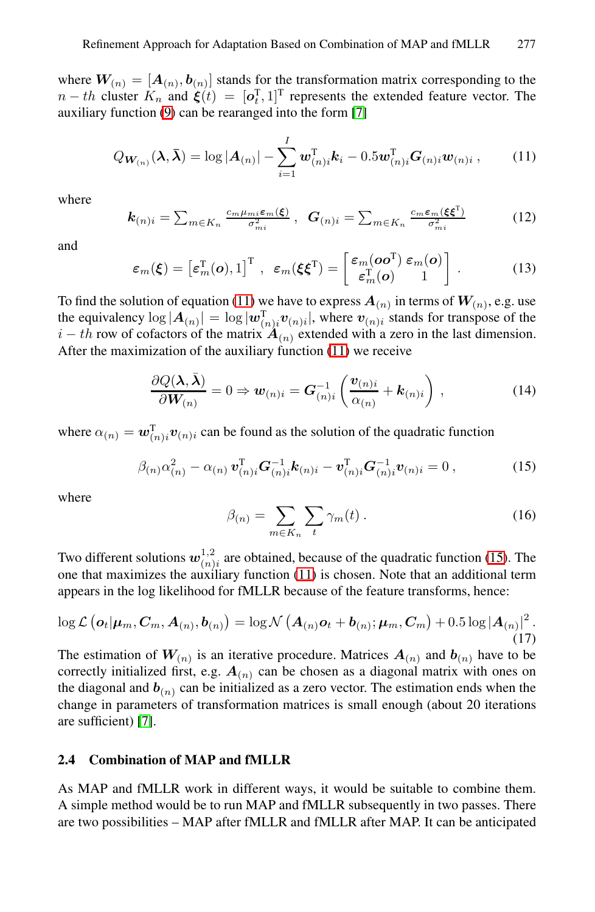where $\boldsymbol{W}_{(n)} = [\boldsymbol{A}_{(n)}, \boldsymbol{b}_{(n)}]$ stands for the transformation matrix corresponding to the $n-th$ cluster $K_n$ and $\boldsymbol{\xi}(t) = [\boldsymbol{o}_t^{\mathrm{T}}, 1]^{\mathrm{T}}$ represents the extended feature vector. The auxiliary function (9) can be rearanged into the form [7]

$$Q_{\boldsymbol{W}_{(n)}}(\boldsymbol{\lambda}, \bar{\boldsymbol{\lambda}}) = \log |\boldsymbol{A}_{(n)}| - \sum_{i=1}^{I} \boldsymbol{w}_{(n)i}^{\mathrm{T}} \boldsymbol{k}_i - 0.5 \boldsymbol{w}_{(n)i}^{\mathrm{T}} \boldsymbol{G}_{(n)i} \boldsymbol{w}_{(n)i} \,, \tag{11}$$

where

$$\boldsymbol{k}_{(n)i} = \textstyle\sum_{m \in K_n} \frac{c_m \mu_{mi} \boldsymbol{\varepsilon}_m(\boldsymbol{\xi})}{\sigma_{mi}^2} \,, \quad \boldsymbol{G}_{(n)i} = \textstyle\sum_{m \in K_n} \frac{c_m \boldsymbol{\varepsilon}_m(\boldsymbol{\xi}\boldsymbol{\xi}^{\mathrm{T}})}{\sigma_{mi}^2} \tag{12}$$

and

$$\boldsymbol{\varepsilon}_m(\boldsymbol{\xi}) = \left[\boldsymbol{\varepsilon}_m^{\mathrm{T}}(\boldsymbol{o}), 1\right]^{\mathrm{T}} \,, \quad \boldsymbol{\varepsilon}_m(\boldsymbol{\xi}\boldsymbol{\xi}^{\mathrm{T}}) = \begin{bmatrix} \boldsymbol{\varepsilon}_m(\boldsymbol{o}\boldsymbol{o}^{\mathrm{T}}) & \boldsymbol{\varepsilon}_m(\boldsymbol{o}) \\ \boldsymbol{\varepsilon}_m^{\mathrm{T}}(\boldsymbol{o}) & 1 \end{bmatrix} . \tag{13}$$

To find the solution of equation (11) we have to express $\boldsymbol{A}_{(n)}$ in terms of $\boldsymbol{W}_{(n)}$, e.g. use the equivalency $\log |\boldsymbol{A}_{(n)}| = \log |\boldsymbol{w}_{(n)i}^{\mathrm{T}} \boldsymbol{v}_{(n)i}|$, where $\boldsymbol{v}_{(n)i}$ stands for transpose of the $i-th$ row of cofactors of the matrix $\boldsymbol{A}_{(n)}$ extended with a zero in the last dimension. After the maximization of the auxiliary function (11) we receive

$$\frac{\partial Q(\boldsymbol{\lambda}, \bar{\boldsymbol{\lambda}})}{\partial \boldsymbol{W}_{(n)}} = 0 \Rightarrow \boldsymbol{w}_{(n)i} = \boldsymbol{G}_{(n)i}^{-1} \left( \frac{\boldsymbol{v}_{(n)i}}{\alpha_{(n)}} + \boldsymbol{k}_{(n)i} \right) , \tag{14}$$

where $\alpha_{(n)} = \boldsymbol{w}_{(n)i}^{\mathrm{T}} \boldsymbol{v}_{(n)i}$ can be found as the solution of the quadratic function

$$\beta_{(n)} \alpha_{(n)}^2 - \alpha_{(n)} \, \boldsymbol{v}_{(n)i}^{\mathrm{T}} \boldsymbol{G}_{(n)i}^{-1} \boldsymbol{k}_{(n)i} - \boldsymbol{v}_{(n)i}^{\mathrm{T}} \boldsymbol{G}_{(n)i}^{-1} \boldsymbol{v}_{(n)i} = 0 \,, \tag{15}$$

where

$$\beta_{(n)} = \sum_{m \in K_n} \sum_t \gamma_m(t) \,. \tag{16}$$

Two different solutions $\boldsymbol{w}_{(n)i}^{1,2}$ are obtained, because of the quadratic function (15). The one that maximizes the auxiliary function (11) is chosen. Note that an additional term appears in the log likelihood for fMLLR because of the feature transforms, hence:

$$\log \mathcal{L}\left(\boldsymbol{o}_t | \boldsymbol{\mu}_m, \boldsymbol{C}_m, \boldsymbol{A}_{(n)}, \boldsymbol{b}_{(n)}\right) = \log \mathcal{N}\left(\boldsymbol{A}_{(n)} \boldsymbol{o}_t + \boldsymbol{b}_{(n)}; \boldsymbol{\mu}_m, \boldsymbol{C}_m\right) + 0.5 \log |\boldsymbol{A}_{(n)}|^2 . \tag{17}$$

The estimation of $\boldsymbol{W}_{(n)}$ is an iterative procedure. Matrices $\boldsymbol{A}_{(n)}$ and $\boldsymbol{b}_{(n)}$ have to be correctly initialized first, e.g. $\boldsymbol{A}_{(n)}$ can be chosen as a diagonal matrix with ones on the diagonal and $\boldsymbol{b}_{(n)}$ can be initialized as a zero vector. The estimation ends when the change in parameters of transformation matrices is small enough (about 20 iterations are sufficient) [7].

### 2.4 Combination of MAP and fMLLR

As MAP and fMLLR work in different ways, it would be suitable to combine them. A simple method would be to run MAP and fMLLR subsequently in two passes. There are two possibilities – MAP after fMLLR and fMLLR after MAP. It can be anticipated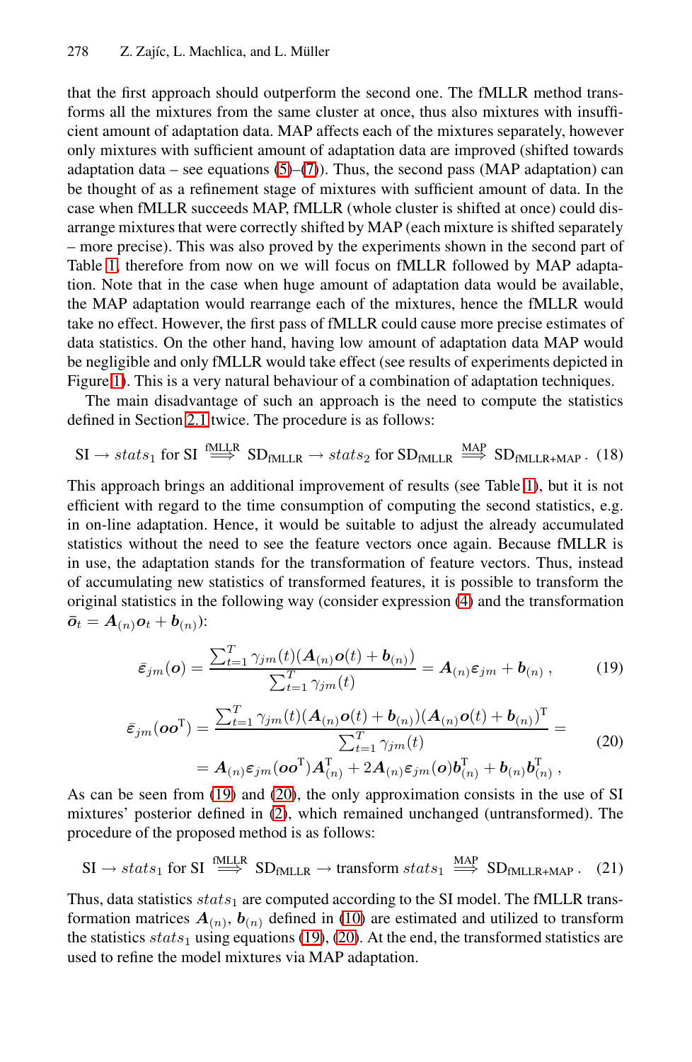that the first approach should outperform the second one. The fMLLR method transforms all the mixtures from the same cluster at once, thus also mixtures with insufficient amount of adaptation data. MAP affects each of the mixtures separately, however only mixtures with sufficient amount of adaptation data are improved (shifted towards adaptation data – see equations (5)–(7)). Thus, the second pass (MAP adaptation) can be thought of as a refinement stage of mixtures with sufficient amount of data. In the case when fMLLR succeeds MAP, fMLLR (whole cluster is shifted at once) could disarrange mixtures that were correctly shifted by MAP (each mixture is shifted separately – more precise). This was also proved by the experiments shown in the second part of Table 1, therefore from now on we will focus on fMLLR followed by MAP adaptation. Note that in the case when huge amount of adaptation data would be available, the MAP adaptation would rearrange each of the mixtures, hence the fMLLR would take no effect. However, the first pass of fMLLR could cause more precise estimates of data statistics. On the other hand, having low amount of adaptation data MAP would be negligible and only fMLLR would take effect (see results of experiments depicted in Figure 1). This is a very natural behaviour of a combination of adaptation techniques.

The main disadvantage of such an approach is the need to compute the statistics defined in Section 2.1 twice. The procedure is as follows:

$$\text{SI} \rightarrow stats_1 \text{ for SI} \overset{\text{fMLLR}}{\Longrightarrow} \text{SD}_{\text{fMLLR}} \rightarrow stats_2 \text{ for SD}_{\text{fMLLR}} \overset{\text{MAP}}{\Longrightarrow} \text{SD}_{\text{fMLLR+MAP}}\,. \quad (18)$$

This approach brings an additional improvement of results (see Table 1), but it is not efficient with regard to the time consumption of computing the second statistics, e.g. in on-line adaptation. Hence, it would be suitable to adjust the already accumulated statistics without the need to see the feature vectors once again. Because fMLLR is in use, the adaptation stands for the transformation of feature vectors. Thus, instead of accumulating new statistics of transformed features, it is possible to transform the original statistics in the following way (consider expression (4) and the transformation $\bar{\boldsymbol{o}}_t = \boldsymbol{A}_{(n)}\boldsymbol{o}_t + \boldsymbol{b}_{(n)}$):

$$\bar{\varepsilon}_{jm}(\boldsymbol{o}) = \frac{\sum_{t=1}^{T} \gamma_{jm}(t)(\boldsymbol{A}_{(n)}\boldsymbol{o}(t) + \boldsymbol{b}_{(n)})}{\sum_{t=1}^{T} \gamma_{jm}(t)} = \boldsymbol{A}_{(n)}\boldsymbol{\varepsilon}_{jm} + \boldsymbol{b}_{(n)}\,, \quad (19)$$

$$\begin{aligned} \bar{\varepsilon}_{jm}(\boldsymbol{o}\boldsymbol{o}^{\mathrm{T}}) &= \frac{\sum_{t=1}^{T} \gamma_{jm}(t)(\boldsymbol{A}_{(n)}\boldsymbol{o}(t) + \boldsymbol{b}_{(n)})(\boldsymbol{A}_{(n)}\boldsymbol{o}(t) + \boldsymbol{b}_{(n)})^{\mathrm{T}}}{\sum_{t=1}^{T} \gamma_{jm}(t)} = \\ &= \boldsymbol{A}_{(n)}\boldsymbol{\varepsilon}_{jm}(\boldsymbol{o}\boldsymbol{o}^{\mathrm{T}})\boldsymbol{A}_{(n)}^{\mathrm{T}} + 2\boldsymbol{A}_{(n)}\boldsymbol{\varepsilon}_{jm}(\boldsymbol{o})\boldsymbol{b}_{(n)}^{\mathrm{T}} + \boldsymbol{b}_{(n)}\boldsymbol{b}_{(n)}^{\mathrm{T}}\,, \end{aligned} \quad (20)$$

As can be seen from (19) and (20), the only approximation consists in the use of SI mixtures' posterior defined in (2), which remained unchanged (untransformed). The procedure of the proposed method is as follows:

$$\text{SI} \rightarrow stats_1 \text{ for SI} \overset{\text{fMLLR}}{\Longrightarrow} \text{SD}_{\text{fMLLR}} \rightarrow \text{transform } stats_1 \overset{\text{MAP}}{\Longrightarrow} \text{SD}_{\text{fMLLR+MAP}}\,. \quad (21)$$

Thus, data statistics $stats_1$ are computed according to the SI model. The fMLLR transformation matrices $\boldsymbol{A}_{(n)}$, $\boldsymbol{b}_{(n)}$ defined in (10) are estimated and utilized to transform the statistics $stats_1$ using equations (19), (20). At the end, the transformed statistics are used to refine the model mixtures via MAP adaptation.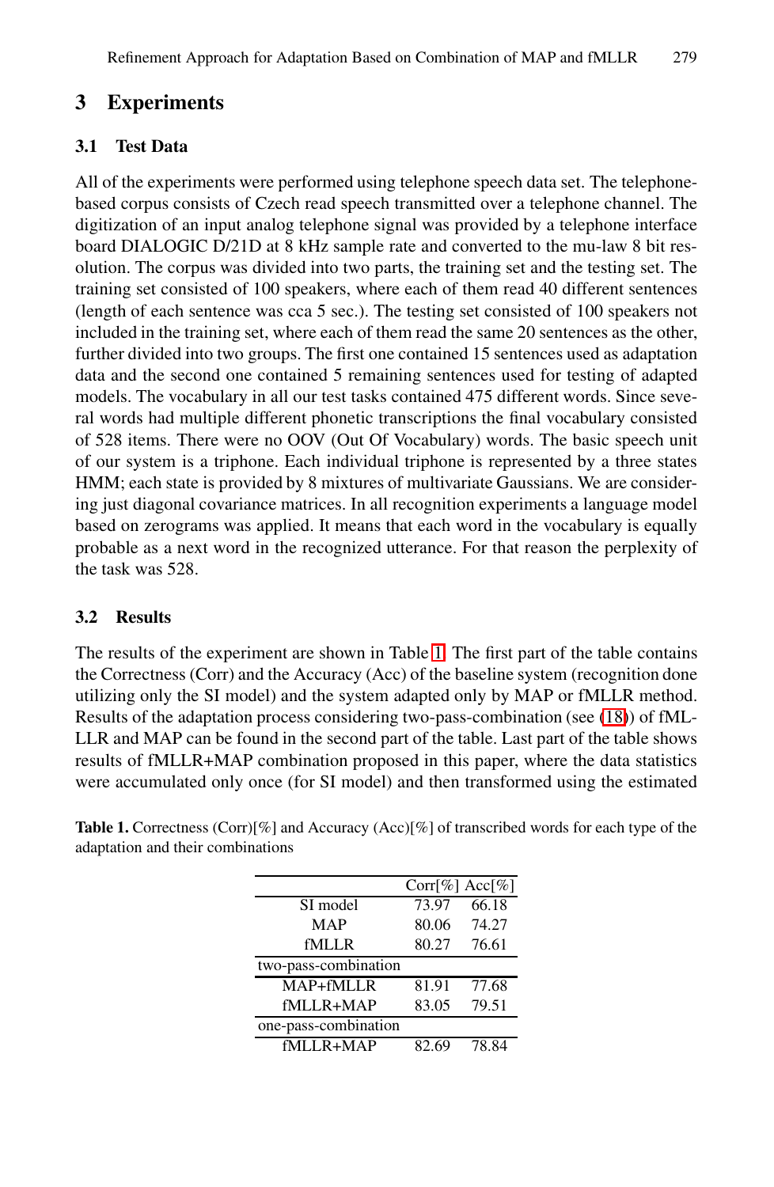## 3 Experiments

### 3.1 Test Data

All of the experiments were performed using telephone speech data set. The telephone-based corpus consists of Czech read speech transmitted over a telephone channel. The digitization of an input analog telephone signal was provided by a telephone interface board DIALOGIC D/21D at 8 kHz sample rate and converted to the mu-law 8 bit resolution. The corpus was divided into two parts, the training set and the testing set. The training set consisted of 100 speakers, where each of them read 40 different sentences (length of each sentence was cca 5 sec.). The testing set consisted of 100 speakers not included in the training set, where each of them read the same 20 sentences as the other, further divided into two groups. The first one contained 15 sentences used as adaptation data and the second one contained 5 remaining sentences used for testing of adapted models. The vocabulary in all our test tasks contained 475 different words. Since several words had multiple different phonetic transcriptions the final vocabulary consisted of 528 items. There were no OOV (Out Of Vocabulary) words. The basic speech unit of our system is a triphone. Each individual triphone is represented by a three states HMM; each state is provided by 8 mixtures of multivariate Gaussians. We are considering just diagonal covariance matrices. In all recognition experiments a language model based on zerograms was applied. It means that each word in the vocabulary is equally probable as a next word in the recognized utterance. For that reason the perplexity of the task was 528.

### 3.2 Results

The results of the experiment are shown in Table 1. The first part of the table contains the Correctness (Corr) and the Accuracy (Acc) of the baseline system (recognition done utilizing only the SI model) and the system adapted only by MAP or fMLLR method. Results of the adaptation process considering two-pass-combination (see (18)) of fMLLR and MAP can be found in the second part of the table. Last part of the table shows results of fMLLR+MAP combination proposed in this paper, where the data statistics were accumulated only once (for SI model) and then transformed using the estimated

**Table 1.** Correctness (Corr)[%] and Accuracy (Acc)[%] of transcribed words for each type of the adaptation and their combinations

| | Corr[%] | Acc[%] |
|---|---|---|
| SI model | 73.97 | 66.18 |
| MAP | 80.06 | 74.27 |
| fMLLR | 80.27 | 76.61 |
| two-pass-combination | | |
| MAP+fMLLR | 81.91 | 77.68 |
| fMLLR+MAP | 83.05 | 79.51 |
| one-pass-combination | | |
| fMLLR+MAP | 82.69 | 78.84 |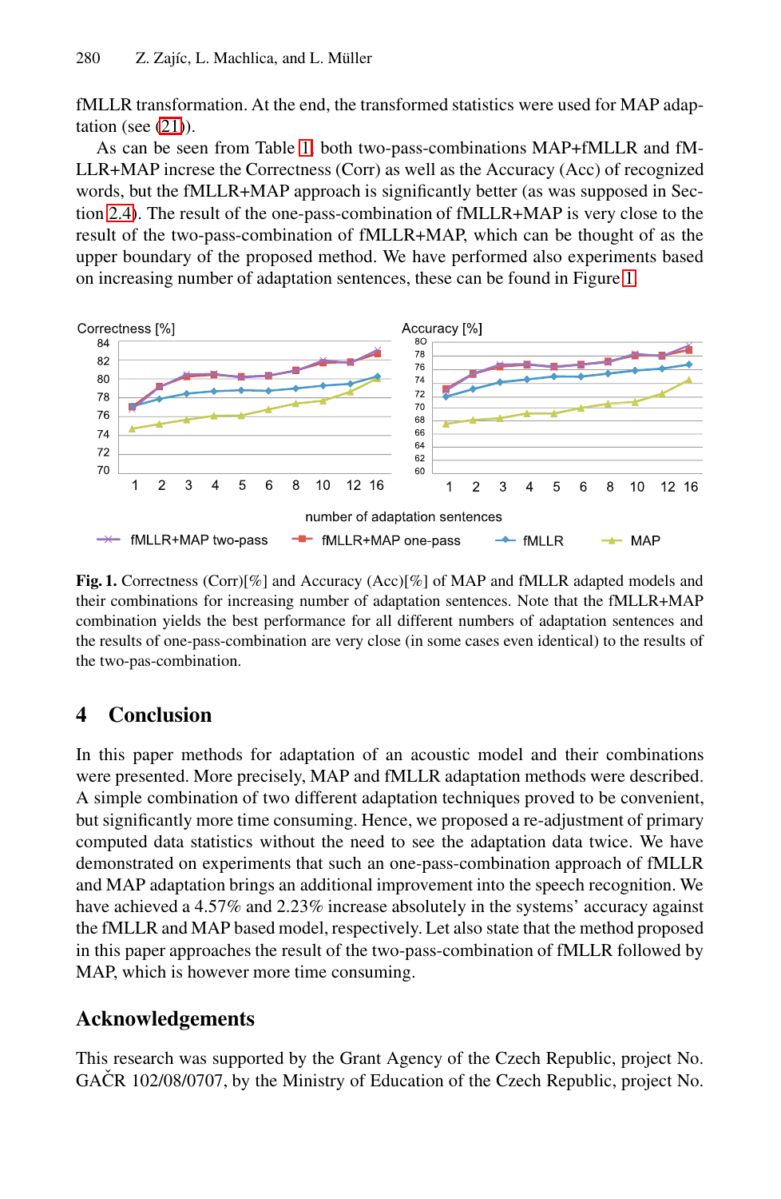fMLLR transformation. At the end, the transformed statistics were used for MAP adaptation (see (21)).

As can be seen from Table 1, both two-pass-combinations MAP+fMLLR and fMLLR+MAP increse the Correctness (Corr) as well as the Accuracy (Acc) of recognized words, but the fMLLR+MAP approach is significantly better (as was supposed in Section 2.4). The result of the one-pass-combination of fMLLR+MAP is very close to the result of the two-pass-combination of fMLLR+MAP, which can be thought of as the upper boundary of the proposed method. We have performed also experiments based on increasing number of adaptation sentences, these can be found in Figure 1.

**Fig. 1.** Correctness (Corr)[%] and Accuracy (Acc)[%] of MAP and fMLLR adapted models and their combinations for increasing number of adaptation sentences. Note that the fMLLR+MAP combination yields the best performance for all different numbers of adaptation sentences and the results of one-pass-combination are very close (in some cases even identical) to the results of the two-pas-combination.

## 4 Conclusion

In this paper methods for adaptation of an acoustic model and their combinations were presented. More precisely, MAP and fMLLR adaptation methods were described. A simple combination of two different adaptation techniques proved to be convenient, but significantly more time consuming. Hence, we proposed a re-adjustment of primary computed data statistics without the need to see the adaptation data twice. We have demonstrated on experiments that such an one-pass-combination approach of fMLLR and MAP adaptation brings an additional improvement into the speech recognition. We have achieved a 4.57% and 2.23% increase absolutely in the systems' accuracy against the fMLLR and MAP based model, respectively. Let also state that the method proposed in this paper approaches the result of the two-pass-combination of fMLLR followed by MAP, which is however more time consuming.

## Acknowledgements

This research was supported by the Grant Agency of the Czech Republic, project No. GAČR 102/08/0707, by the Ministry of Education of the Czech Republic, project No.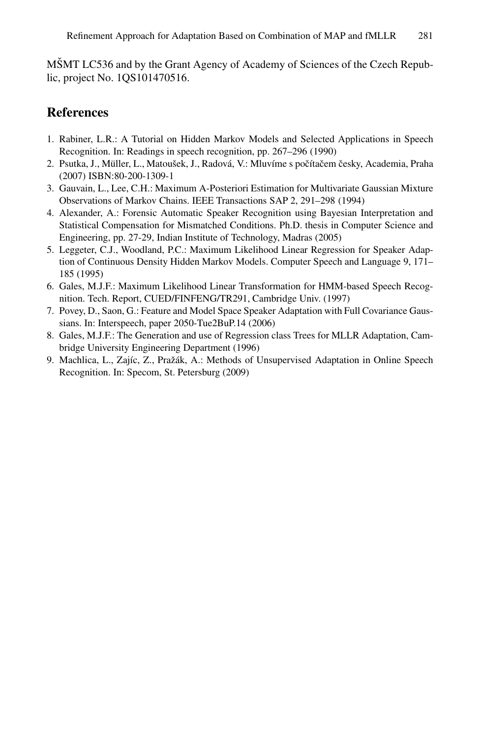MŠMT LC536 and by the Grant Agency of Academy of Sciences of the Czech Republic, project No. 1QS101470516.

## References

1. Rabiner, L.R.: A Tutorial on Hidden Markov Models and Selected Applications in Speech Recognition. In: Readings in speech recognition, pp. 267–296 (1990)
2. Psutka, J., Müller, L., Matoušek, J., Radová, V.: Mluvíme s počítačem česky, Academia, Praha (2007) ISBN:80-200-1309-1
3. Gauvain, L., Lee, C.H.: Maximum A-Posteriori Estimation for Multivariate Gaussian Mixture Observations of Markov Chains. IEEE Transactions SAP 2, 291–298 (1994)
4. Alexander, A.: Forensic Automatic Speaker Recognition using Bayesian Interpretation and Statistical Compensation for Mismatched Conditions. Ph.D. thesis in Computer Science and Engineering, pp. 27-29, Indian Institute of Technology, Madras (2005)
5. Leggeter, C.J., Woodland, P.C.: Maximum Likelihood Linear Regression for Speaker Adaption of Continuous Density Hidden Markov Models. Computer Speech and Language 9, 171–185 (1995)
6. Gales, M.J.F.: Maximum Likelihood Linear Transformation for HMM-based Speech Recognition. Tech. Report, CUED/FINFENG/TR291, Cambridge Univ. (1997)
7. Povey, D., Saon, G.: Feature and Model Space Speaker Adaptation with Full Covariance Gaussians. In: Interspeech, paper 2050-Tue2BuP.14 (2006)
8. Gales, M.J.F.: The Generation and use of Regression class Trees for MLLR Adaptation, Cambridge University Engineering Department (1996)
9. Machlica, L., Zajíc, Z., Pražák, A.: Methods of Unsupervised Adaptation in Online Speech Recognition. In: Specom, St. Petersburg (2009)